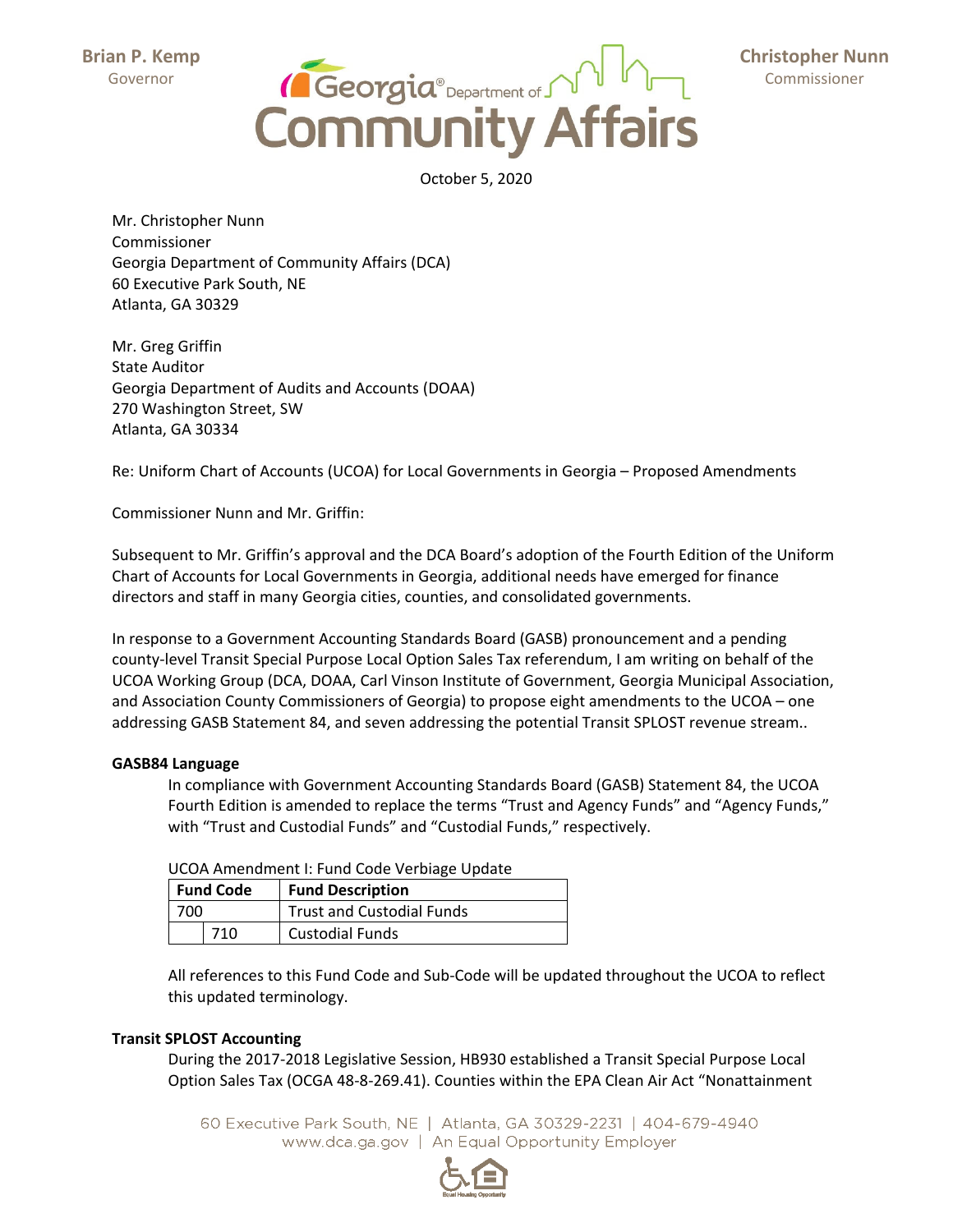Brian P. Kemp
Governor

Georgia Department of Community Affairs

Christopher Nunn
Commissioner

October 5, 2020

Mr. Christopher Nunn
Commissioner
Georgia Department of Community Affairs (DCA)
60 Executive Park South, NE
Atlanta, GA 30329

Mr. Greg Griffin
State Auditor
Georgia Department of Audits and Accounts (DOAA)
270 Washington Street, SW
Atlanta, GA 30334

Re: Uniform Chart of Accounts (UCOA) for Local Governments in Georgia – Proposed Amendments

Commissioner Nunn and Mr. Griffin:

Subsequent to Mr. Griffin's approval and the DCA Board's adoption of the Fourth Edition of the Uniform Chart of Accounts for Local Governments in Georgia, additional needs have emerged for finance directors and staff in many Georgia cities, counties, and consolidated governments.

In response to a Government Accounting Standards Board (GASB) pronouncement and a pending county-level Transit Special Purpose Local Option Sales Tax referendum, I am writing on behalf of the UCOA Working Group (DCA, DOAA, Carl Vinson Institute of Government, Georgia Municipal Association, and Association County Commissioners of Georgia) to propose eight amendments to the UCOA – one addressing GASB Statement 84, and seven addressing the potential Transit SPLOST revenue stream..

**GASB84 Language**

In compliance with Government Accounting Standards Board (GASB) Statement 84, the UCOA Fourth Edition is amended to replace the terms "Trust and Agency Funds" and "Agency Funds," with "Trust and Custodial Funds" and "Custodial Funds," respectively.

UCOA Amendment I: Fund Code Verbiage Update

| Fund Code | | Fund Description |
|---|---|---|
| 700 | | Trust and Custodial Funds |
| | 710 | Custodial Funds |

All references to this Fund Code and Sub-Code will be updated throughout the UCOA to reflect this updated terminology.

**Transit SPLOST Accounting**

During the 2017-2018 Legislative Session, HB930 established a Transit Special Purpose Local Option Sales Tax (OCGA 48-8-269.41). Counties within the EPA Clean Air Act "Nonattainment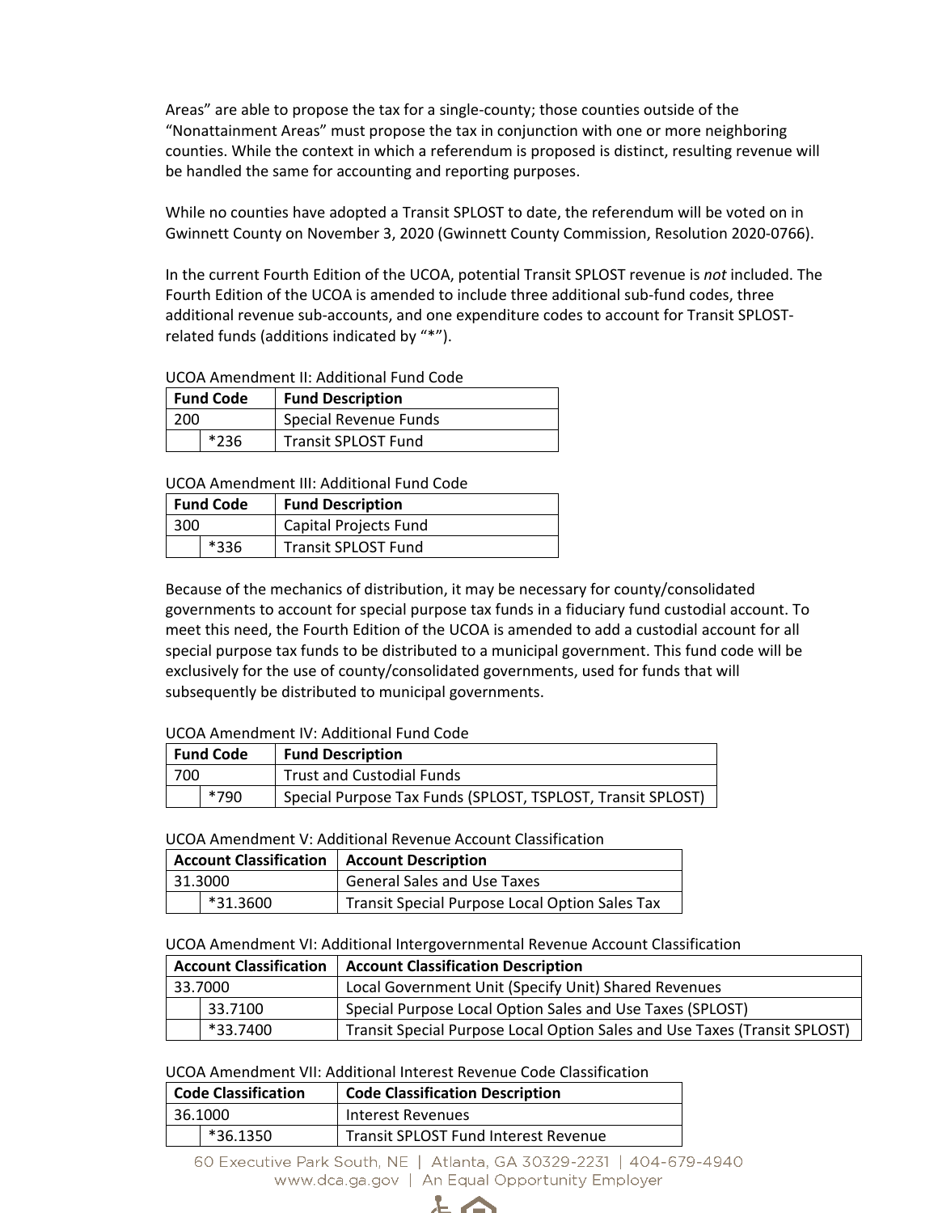Areas" are able to propose the tax for a single-county; those counties outside of the "Nonattainment Areas" must propose the tax in conjunction with one or more neighboring counties. While the context in which a referendum is proposed is distinct, resulting revenue will be handled the same for accounting and reporting purposes.

While no counties have adopted a Transit SPLOST to date, the referendum will be voted on in Gwinnett County on November 3, 2020 (Gwinnett County Commission, Resolution 2020-0766).

In the current Fourth Edition of the UCOA, potential Transit SPLOST revenue is *not* included. The Fourth Edition of the UCOA is amended to include three additional sub-fund codes, three additional revenue sub-accounts, and one expenditure codes to account for Transit SPLOST-related funds (additions indicated by "*").

UCOA Amendment II: Additional Fund Code

| Fund Code | | Fund Description |
|---|---|---|
| 200 | | Special Revenue Funds |
| | *236 | Transit SPLOST Fund |

UCOA Amendment III: Additional Fund Code

| Fund Code | | Fund Description |
|---|---|---|
| 300 | | Capital Projects Fund |
| | *336 | Transit SPLOST Fund |

Because of the mechanics of distribution, it may be necessary for county/consolidated governments to account for special purpose tax funds in a fiduciary fund custodial account. To meet this need, the Fourth Edition of the UCOA is amended to add a custodial account for all special purpose tax funds to be distributed to a municipal government. This fund code will be exclusively for the use of county/consolidated governments, used for funds that will subsequently be distributed to municipal governments.

UCOA Amendment IV: Additional Fund Code

| Fund Code | | Fund Description |
|---|---|---|
| 700 | | Trust and Custodial Funds |
| | *790 | Special Purpose Tax Funds (SPLOST, TSPLOST, Transit SPLOST) |

UCOA Amendment V: Additional Revenue Account Classification

| Account Classification | | Account Description |
|---|---|---|
| 31.3000 | | General Sales and Use Taxes |
| | *31.3600 | Transit Special Purpose Local Option Sales Tax |

UCOA Amendment VI: Additional Intergovernmental Revenue Account Classification

| Account Classification | | Account Classification Description |
|---|---|---|
| 33.7000 | | Local Government Unit (Specify Unit) Shared Revenues |
| | 33.7100 | Special Purpose Local Option Sales and Use Taxes (SPLOST) |
| | *33.7400 | Transit Special Purpose Local Option Sales and Use Taxes (Transit SPLOST) |

UCOA Amendment VII: Additional Interest Revenue Code Classification

| Code Classification | | Code Classification Description |
|---|---|---|
| 36.1000 | | Interest Revenues |
| | *36.1350 | Transit SPLOST Fund Interest Revenue |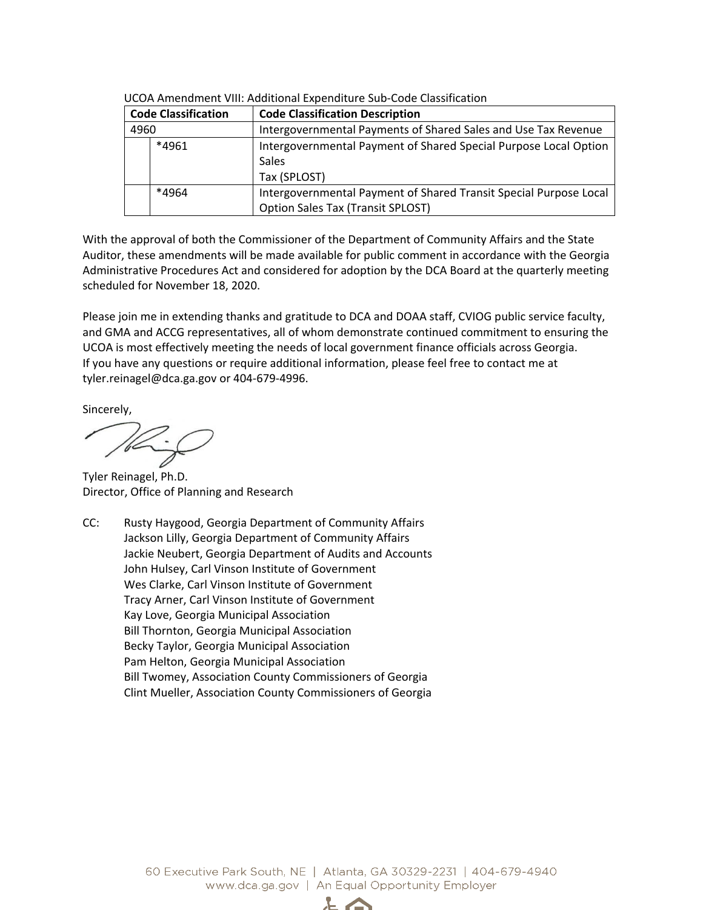UCOA Amendment VIII: Additional Expenditure Sub-Code Classification

| Code Classification | | Code Classification Description |
|---|---|---|
| 4960 | | Intergovernmental Payments of Shared Sales and Use Tax Revenue |
| | *4961 | Intergovernmental Payment of Shared Special Purpose Local Option Sales Tax (SPLOST) |
| | *4964 | Intergovernmental Payment of Shared Transit Special Purpose Local Option Sales Tax (Transit SPLOST) |

With the approval of both the Commissioner of the Department of Community Affairs and the State Auditor, these amendments will be made available for public comment in accordance with the Georgia Administrative Procedures Act and considered for adoption by the DCA Board at the quarterly meeting scheduled for November 18, 2020.

Please join me in extending thanks and gratitude to DCA and DOAA staff, CVIOG public service faculty, and GMA and ACCG representatives, all of whom demonstrate continued commitment to ensuring the UCOA is most effectively meeting the needs of local government finance officials across Georgia. If you have any questions or require additional information, please feel free to contact me at tyler.reinagel@dca.ga.gov or 404-679-4996.

Sincerely,

Tyler Reinagel, Ph.D.
Director, Office of Planning and Research

CC: Rusty Haygood, Georgia Department of Community Affairs
Jackson Lilly, Georgia Department of Community Affairs
Jackie Neubert, Georgia Department of Audits and Accounts
John Hulsey, Carl Vinson Institute of Government
Wes Clarke, Carl Vinson Institute of Government
Tracy Arner, Carl Vinson Institute of Government
Kay Love, Georgia Municipal Association
Bill Thornton, Georgia Municipal Association
Becky Taylor, Georgia Municipal Association
Pam Helton, Georgia Municipal Association
Bill Twomey, Association County Commissioners of Georgia
Clint Mueller, Association County Commissioners of Georgia

60 Executive Park South, NE | Atlanta, GA 30329-2231 | 404-679-4940
www.dca.ga.gov | An Equal Opportunity Employer